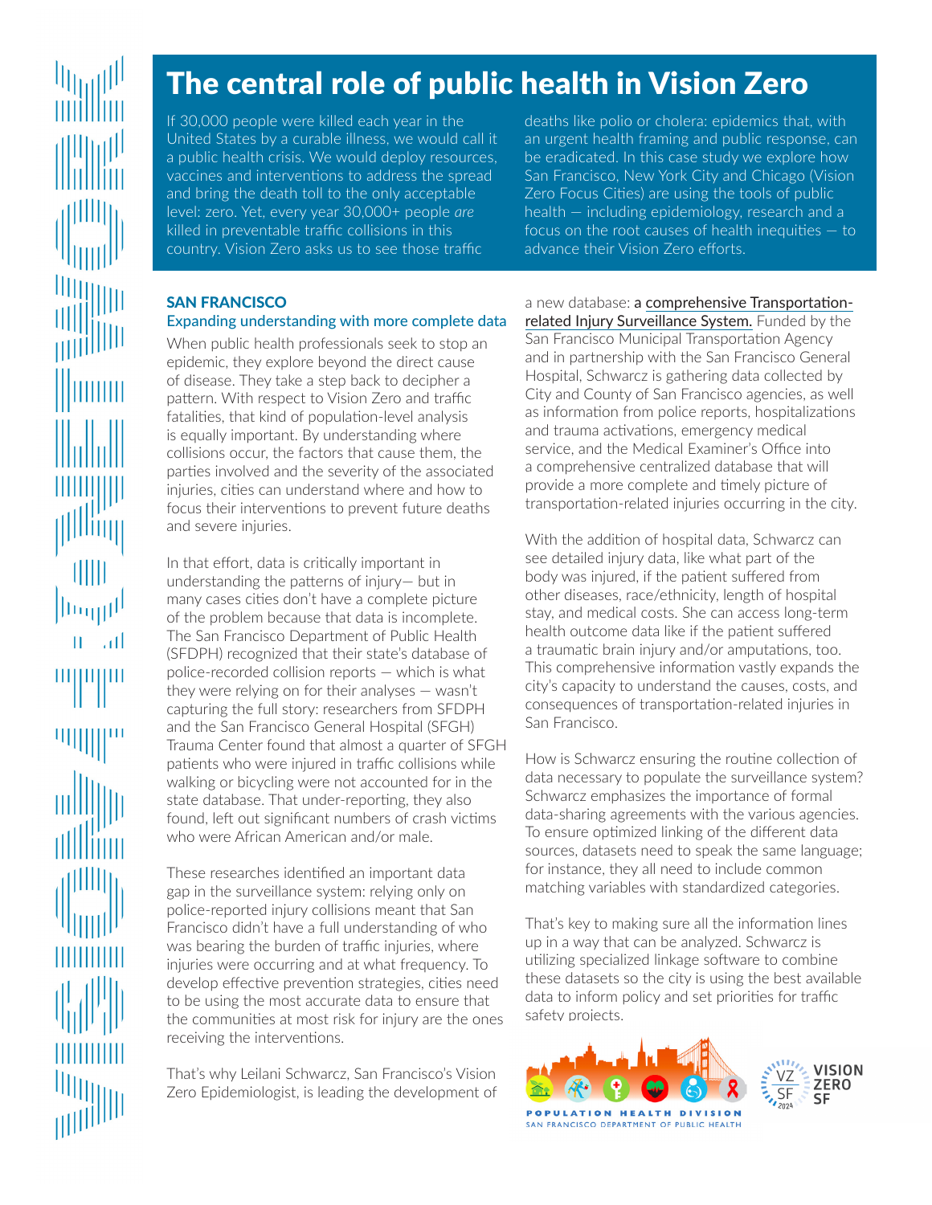# The central role of public health in Vision Zero

If 30,000 people were killed each year in the United States by a curable illness, we would call it a public health crisis. We would deploy resources, vaccines and interventions to address the spread and bring the death toll to the only acceptable level: zero. Yet, every year 30,000+ people *are* killed in preventable traffic collisions in this country. Vision Zero asks us to see those traffic deaths like polio or cholera: epidemics that, with an urgent health framing and public response, can be eradicated. In this case study we explore how San Francisco, New York City and Chicago (Vision Zero Focus Cities) are using the tools of public health — including epidemiology, research and a focus on the root causes of health inequities — to advance their Vision Zero efforts.

## SAN FRANCISCO

### Expanding understanding with more complete data

When public health professionals seek to stop an epidemic, they explore beyond the direct cause of disease. They take a step back to decipher a pattern. With respect to Vision Zero and traffic fatalities, that kind of population-level analysis is equally important. By understanding where collisions occur, the factors that cause them, the parties involved and the severity of the associated injuries, cities can understand where and how to focus their interventions to prevent future deaths and severe injuries.

In that effort, data is critically important in understanding the patterns of injury— but in many cases cities don't have a complete picture of the problem because that data is incomplete. The San Francisco Department of Public Health (SFDPH) recognized that their state's database of police-recorded collision reports — which is what they were relying on for their analyses — wasn't capturing the full story: researchers from SFDPH and the San Francisco General Hospital (SFGH) Trauma Center found that almost a quarter of SFGH patients who were injured in traffic collisions while walking or bicycling were not accounted for in the state database. That under-reporting, they also found, left out significant numbers of crash victims who were African American and/or male.

These researches identified an important data gap in the surveillance system: relying only on police-reported injury collisions meant that San Francisco didn't have a full understanding of who was bearing the burden of traffic injuries, where injuries were occurring and at what frequency. To develop effective prevention strategies, cities need to be using the most accurate data to ensure that the communities at most risk for injury are the ones receiving the interventions.

That's why Leilani Schwarcz, San Francisco's Vision Zero Epidemiologist, is leading the development of a new database: a comprehensive Transportation-related Injury Surveillance System. Funded by the San Francisco Municipal Transportation Agency and in partnership with the San Francisco General Hospital, Schwarcz is gathering data collected by City and County of San Francisco agencies, as well as information from police reports, hospitalizations and trauma activations, emergency medical service, and the Medical Examiner's Office into a comprehensive centralized database that will provide a more complete and timely picture of transportation-related injuries occurring in the city.

With the addition of hospital data, Schwarcz can see detailed injury data, like what part of the body was injured, if the patient suffered from other diseases, race/ethnicity, length of hospital stay, and medical costs. She can access long-term health outcome data like if the patient suffered a traumatic brain injury and/or amputations, too. This comprehensive information vastly expands the city's capacity to understand the causes, costs, and consequences of transportation-related injuries in San Francisco.

How is Schwarcz ensuring the routine collection of data necessary to populate the surveillance system? Schwarcz emphasizes the importance of formal data-sharing agreements with the various agencies. To ensure optimized linking of the different data sources, datasets need to speak the same language; for instance, they all need to include common matching variables with standardized categories.

That's key to making sure all the information lines up in a way that can be analyzed. Schwarcz is utilizing specialized linkage software to combine these datasets so the city is using the best available data to inform policy and set priorities for traffic safety projects.

POPULATION HEALTH DIVISION
SAN FRANCISCO DEPARTMENT OF PUBLIC HEALTH

VISION ZERO SF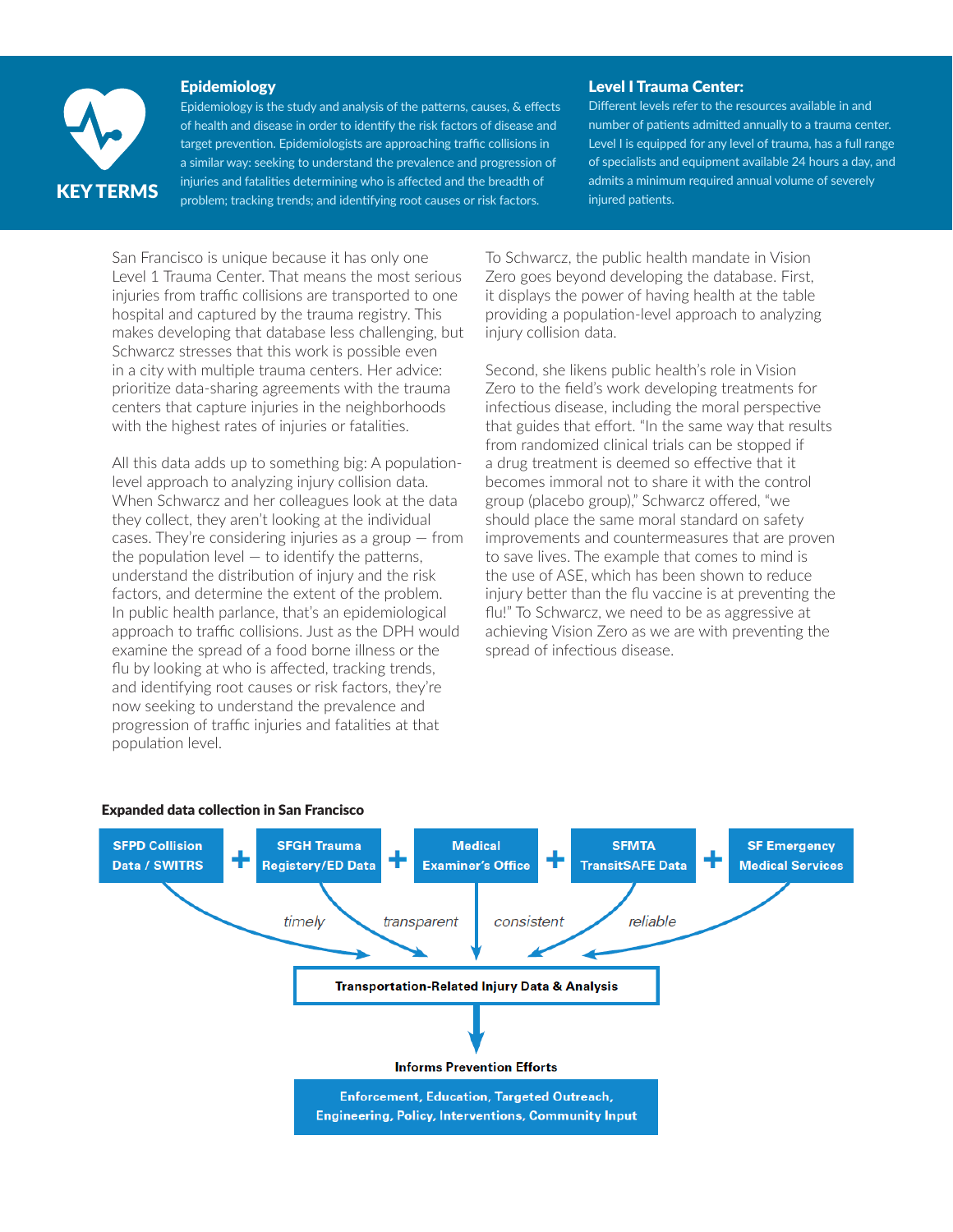## KEY TERMS

### Epidemiology

Epidemiology is the study and analysis of the patterns, causes, & effects of health and disease in order to identify the risk factors of disease and target prevention. Epidemiologists are approaching traffic collisions in a similar way: seeking to understand the prevalence and progression of injuries and fatalities determining who is affected and the breadth of problem; tracking trends; and identifying root causes or risk factors.

### Level I Trauma Center:

Different levels refer to the resources available in and number of patients admitted annually to a trauma center. Level I is equipped for any level of trauma, has a full range of specialists and equipment available 24 hours a day, and admits a minimum required annual volume of severely injured patients.

San Francisco is unique because it has only one Level 1 Trauma Center. That means the most serious injuries from traffic collisions are transported to one hospital and captured by the trauma registry. This makes developing that database less challenging, but Schwarcz stresses that this work is possible even in a city with multiple trauma centers. Her advice: prioritize data-sharing agreements with the trauma centers that capture injuries in the neighborhoods with the highest rates of injuries or fatalities.

All this data adds up to something big: A population-level approach to analyzing injury collision data. When Schwarcz and her colleagues look at the data they collect, they aren't looking at the individual cases. They're considering injuries as a group — from the population level — to identify the patterns, understand the distribution of injury and the risk factors, and determine the extent of the problem. In public health parlance, that's an epidemiological approach to traffic collisions. Just as the DPH would examine the spread of a food borne illness or the flu by looking at who is affected, tracking trends, and identifying root causes or risk factors, they're now seeking to understand the prevalence and progression of traffic injuries and fatalities at that population level.

To Schwarcz, the public health mandate in Vision Zero goes beyond developing the database. First, it displays the power of having health at the table providing a population-level approach to analyzing injury collision data.

Second, she likens public health's role in Vision Zero to the field's work developing treatments for infectious disease, including the moral perspective that guides that effort. "In the same way that results from randomized clinical trials can be stopped if a drug treatment is deemed so effective that it becomes immoral not to share it with the control group (placebo group)," Schwarcz offered, "we should place the same moral standard on safety improvements and countermeasures that are proven to save lives. The example that comes to mind is the use of ASE, which has been shown to reduce injury better than the flu vaccine is at preventing the flu!" To Schwarcz, we need to be as aggressive at achieving Vision Zero as we are with preventing the spread of infectious disease.

**Expanded data collection in San Francisco**

**SFPD Collision Data / SWITRS** + **SFGH Trauma Registery/ED Data** + **Medical Examiner's Office** + **SFMTA TransitSAFE Data** + **SF Emergency Medical Services**

*timely* · *transparent* · *consistent* · *reliable*

↓

**Transportation-Related Injury Data & Analysis**

↓

**Informs Prevention Efforts**

**Enforcement, Education, Targeted Outreach, Engineering, Policy, Interventions, Community Input**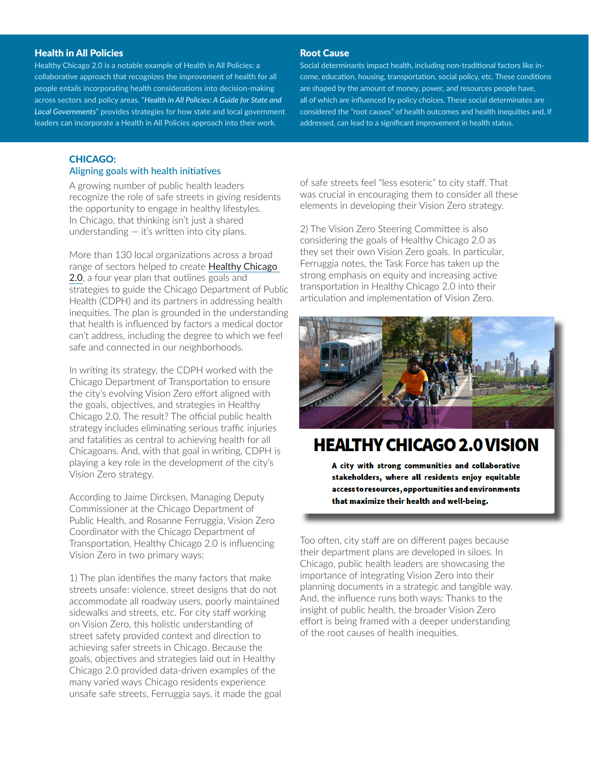## Health in All Policies

Healthy Chicago 2.0 is a notable example of Health in All Policies: a collaborative approach that recognizes the improvement of health for all people entails incorporating health considerations into decision-making across sectors and policy areas. "*Health in All Policies: A Guide for State and Local Governments*" provides strategies for how state and local government leaders can incorporate a Health in All Policies approach into their work.

## Root Cause

Social determinants impact health, including non-traditional factors like income, education, housing, transportation, social policy, etc. These conditions are shaped by the amount of money, power, and resources people have, all of which are influenced by policy choices. These social determinates are considered the "root causes" of health outcomes and health inequities and, if addressed, can lead to a significant improvement in health status.

## CHICAGO:

### Aligning goals with health initiatives

A growing number of public health leaders recognize the role of safe streets in giving residents the opportunity to engage in healthy lifestyles. In Chicago, that thinking isn't just a shared understanding — it's written into city plans.

More than 130 local organizations across a broad range of sectors helped to create Healthy Chicago 2.0, a four year plan that outlines goals and strategies to guide the Chicago Department of Public Health (CDPH) and its partners in addressing health inequities. The plan is grounded in the understanding that health is influenced by factors a medical doctor can't address, including the degree to which we feel safe and connected in our neighborhoods.

In writing its strategy, the CDPH worked with the Chicago Department of Transportation to ensure the city's evolving Vision Zero effort aligned with the goals, objectives, and strategies in Healthy Chicago 2.0. The result? The official public health strategy includes eliminating serious traffic injuries and fatalities as central to achieving health for all Chicagoans. And, with that goal in writing, CDPH is playing a key role in the development of the city's Vision Zero strategy.

According to Jaime Dircksen, Managing Deputy Commissioner at the Chicago Department of Public Health, and Rosanne Ferruggia, Vision Zero Coordinator with the Chicago Department of Transportation, Healthy Chicago 2.0 is influencing Vision Zero in two primary ways:

1) The plan identifies the many factors that make streets unsafe: violence, street designs that do not accommodate all roadway users, poorly maintained sidewalks and streets, etc. For city staff working on Vision Zero, this holistic understanding of street safety provided context and direction to achieving safer streets in Chicago. Because the goals, objectives and strategies laid out in Healthy Chicago 2.0 provided data-driven examples of the many varied ways Chicago residents experience unsafe safe streets, Ferruggia says, it made the goal of safe streets feel "less esoteric" to city staff. That was crucial in encouraging them to consider all these elements in developing their Vision Zero strategy.

2) The Vision Zero Steering Committee is also considering the goals of Healthy Chicago 2.0 as they set their own Vision Zero goals. In particular, Ferruggia notes, the Task Force has taken up the strong emphasis on equity and increasing active transportation in Healthy Chicago 2.0 into their articulation and implementation of Vision Zero.

**HEALTHY CHICAGO 2.0 VISION**

**A city with strong communities and collaborative stakeholders, where all residents enjoy equitable access to resources, opportunities and environments that maximize their health and well-being.**

Too often, city staff are on different pages because their department plans are developed in siloes. In Chicago, public health leaders are showcasing the importance of integrating Vision Zero into their planning documents in a strategic and tangible way. And, the influence runs both ways: Thanks to the insight of public health, the broader Vision Zero effort is being framed with a deeper understanding of the root causes of health inequities.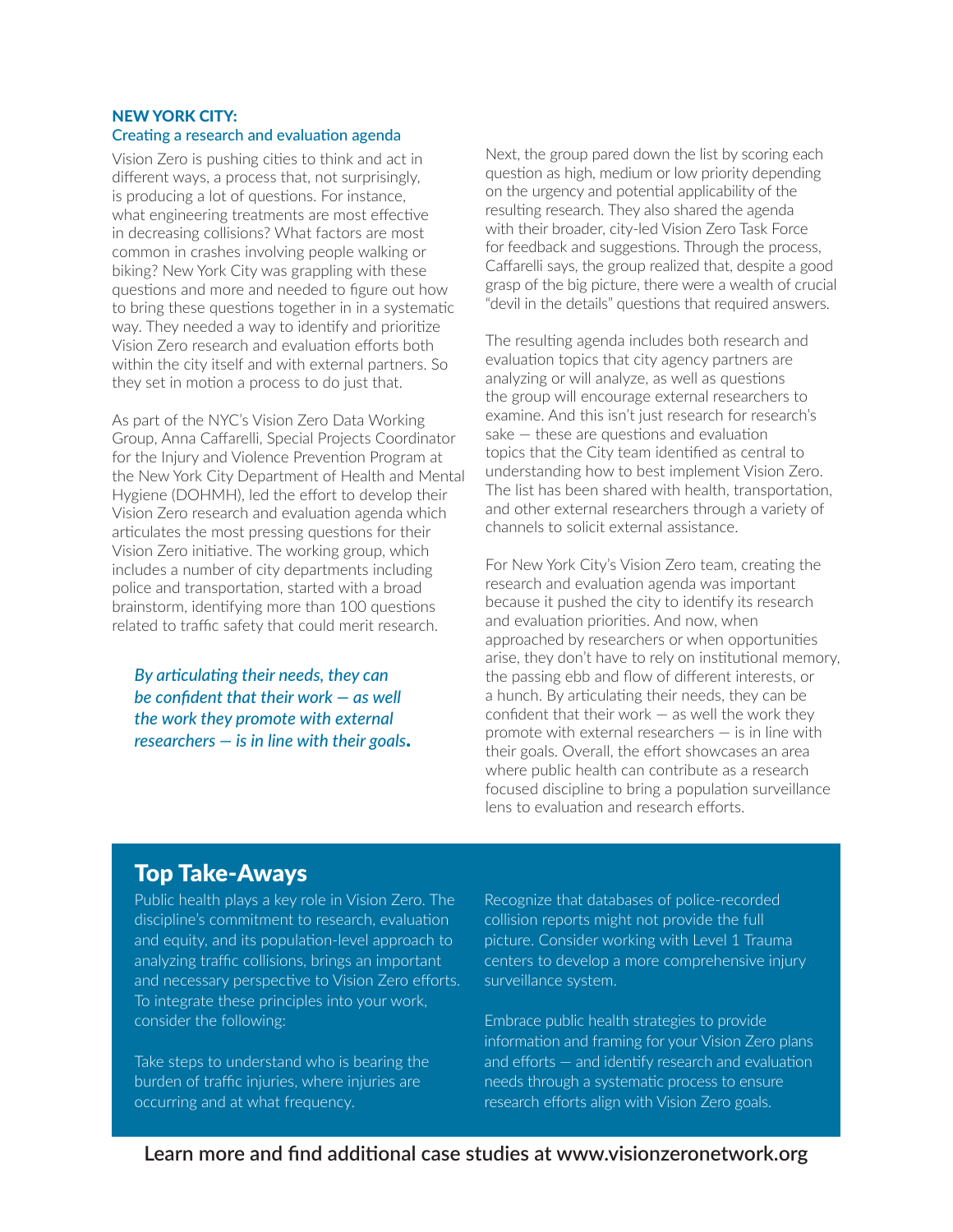## NEW YORK CITY:

### Creating a research and evaluation agenda

Vision Zero is pushing cities to think and act in different ways, a process that, not surprisingly, is producing a lot of questions. For instance, what engineering treatments are most effective in decreasing collisions? What factors are most common in crashes involving people walking or biking? New York City was grappling with these questions and more and needed to figure out how to bring these questions together in in a systematic way. They needed a way to identify and prioritize Vision Zero research and evaluation efforts both within the city itself and with external partners. So they set in motion a process to do just that.

As part of the NYC's Vision Zero Data Working Group, Anna Caffarelli, Special Projects Coordinator for the Injury and Violence Prevention Program at the New York City Department of Health and Mental Hygiene (DOHMH), led the effort to develop their Vision Zero research and evaluation agenda which articulates the most pressing questions for their Vision Zero initiative. The working group, which includes a number of city departments including police and transportation, started with a broad brainstorm, identifying more than 100 questions related to traffic safety that could merit research.

> *By articulating their needs, they can be confident that their work — as well the work they promote with external researchers — is in line with their goals.*

Next, the group pared down the list by scoring each question as high, medium or low priority depending on the urgency and potential applicability of the resulting research. They also shared the agenda with their broader, city-led Vision Zero Task Force for feedback and suggestions. Through the process, Caffarelli says, the group realized that, despite a good grasp of the big picture, there were a wealth of crucial "devil in the details" questions that required answers.

The resulting agenda includes both research and evaluation topics that city agency partners are analyzing or will analyze, as well as questions the group will encourage external researchers to examine. And this isn't just research for research's sake — these are questions and evaluation topics that the City team identified as central to understanding how to best implement Vision Zero. The list has been shared with health, transportation, and other external researchers through a variety of channels to solicit external assistance.

For New York City's Vision Zero team, creating the research and evaluation agenda was important because it pushed the city to identify its research and evaluation priorities. And now, when approached by researchers or when opportunities arise, they don't have to rely on institutional memory, the passing ebb and flow of different interests, or a hunch. By articulating their needs, they can be confident that their work — as well the work they promote with external researchers — is in line with their goals. Overall, the effort showcases an area where public health can contribute as a research focused discipline to bring a population surveillance lens to evaluation and research efforts.

## Top Take-Aways

Public health plays a key role in Vision Zero. The discipline's commitment to research, evaluation and equity, and its population-level approach to analyzing traffic collisions, brings an important and necessary perspective to Vision Zero efforts. To integrate these principles into your work, consider the following:

Take steps to understand who is bearing the burden of traffic injuries, where injuries are occurring and at what frequency.

Recognize that databases of police-recorded collision reports might not provide the full picture. Consider working with Level 1 Trauma centers to develop a more comprehensive injury surveillance system.

Embrace public health strategies to provide information and framing for your Vision Zero plans and efforts — and identify research and evaluation needs through a systematic process to ensure research efforts align with Vision Zero goals.

**Learn more and find additional case studies at www.visionzeronetwork.org**